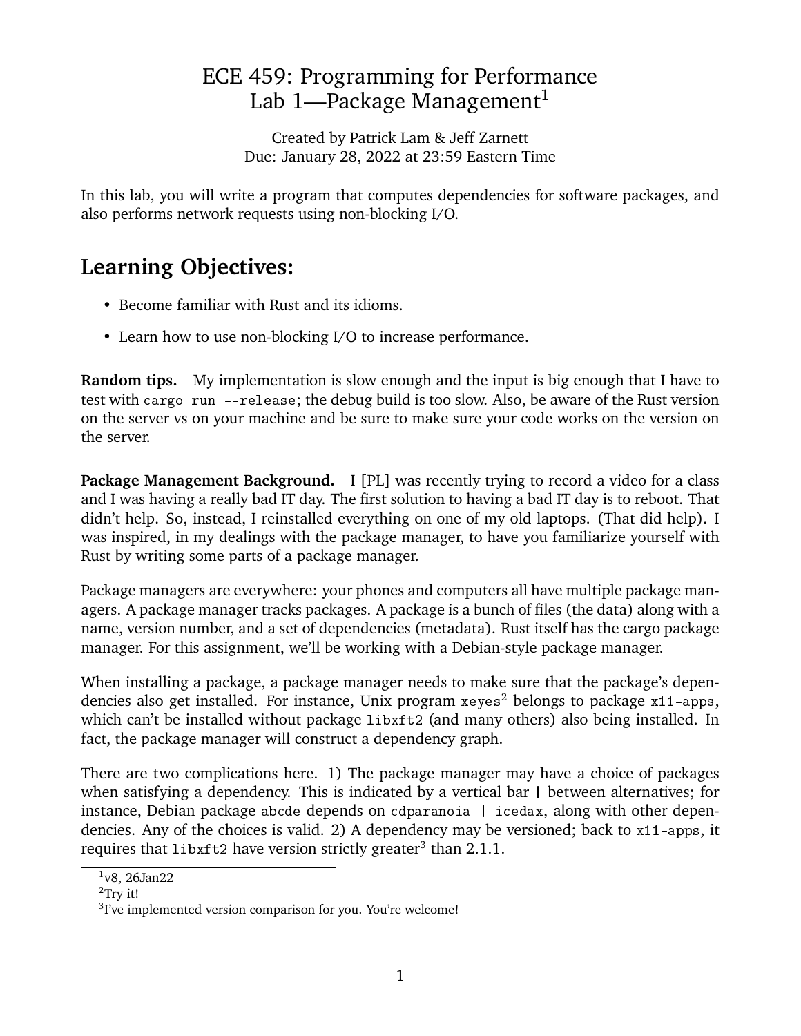# ECE 459: Programming for Performance
## Lab 1—Package Management[1]

Created by Patrick Lam & Jeff Zarnett
Due: January 28, 2022 at 23:59 Eastern Time

In this lab, you will write a program that computes dependencies for software packages, and also performs network requests using non-blocking I/O.

## Learning Objectives:

- Become familiar with Rust and its idioms.
- Learn how to use non-blocking I/O to increase performance.

**Random tips.** My implementation is slow enough and the input is big enough that I have to test with `cargo run --release`; the debug build is too slow. Also, be aware of the Rust version on the server vs on your machine and be sure to make sure your code works on the version on the server.

**Package Management Background.** I [PL] was recently trying to record a video for a class and I was having a really bad IT day. The first solution to having a bad IT day is to reboot. That didn't help. So, instead, I reinstalled everything on one of my old laptops. (That did help). I was inspired, in my dealings with the package manager, to have you familiarize yourself with Rust by writing some parts of a package manager.

Package managers are everywhere: your phones and computers all have multiple package managers. A package manager tracks packages. A package is a bunch of files (the data) along with a name, version number, and a set of dependencies (metadata). Rust itself has the cargo package manager. For this assignment, we'll be working with a Debian-style package manager.

When installing a package, a package manager needs to make sure that the package's dependencies also get installed. For instance, Unix program `xeyes`[2] belongs to package `x11-apps`, which can't be installed without package `libxft2` (and many others) also being installed. In fact, the package manager will construct a dependency graph.

There are two complications here. 1) The package manager may have a choice of packages when satisfying a dependency. This is indicated by a vertical bar `|` between alternatives; for instance, Debian package `abcde` depends on `cdparanoia | icedax`, along with other dependencies. Any of the choices is valid. 2) A dependency may be versioned; back to `x11-apps`, it requires that `libxft2` have version strictly greater[3] than 2.1.1.

[1] v8, 26Jan22

[2] Try it!

[3] I've implemented version comparison for you. You're welcome!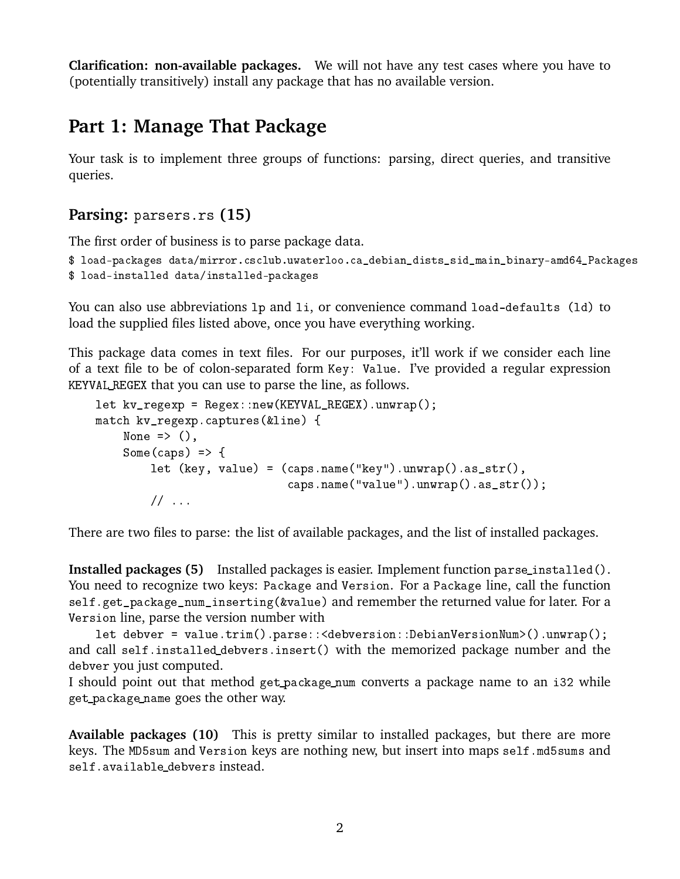**Clarification: non-available packages.** We will not have any test cases where you have to (potentially transitively) install any package that has no available version.

# Part 1: Manage That Package

Your task is to implement three groups of functions: parsing, direct queries, and transitive queries.

## Parsing: `parsers.rs` (15)

The first order of business is to parse package data.

```
$ load-packages data/mirror.csclub.uwaterloo.ca_debian_dists_sid_main_binary-amd64_Packages
$ load-installed data/installed-packages
```

You can also use abbreviations `lp` and `li`, or convenience command `load-defaults (ld)` to load the supplied files listed above, once you have everything working.

This package data comes in text files. For our purposes, it'll work if we consider each line of a text file to be of colon-separated form `Key: Value`. I've provided a regular expression `KEYVAL_REGEX` that you can use to parse the line, as follows.

```
let kv_regexp = Regex::new(KEYVAL_REGEX).unwrap();
match kv_regexp.captures(&line) {
    None => (),
    Some(caps) => {
        let (key, value) = (caps.name("key").unwrap().as_str(),
                            caps.name("value").unwrap().as_str());
        // ...
```

There are two files to parse: the list of available packages, and the list of installed packages.

**Installed packages (5)** Installed packages is easier. Implement function `parse_installed()`. You need to recognize two keys: `Package` and `Version`. For a `Package` line, call the function `self.get_package_num_inserting(&value)` and remember the returned value for later. For a `Version` line, parse the version number with

```
let debver = value.trim().parse::<debversion::DebianVersionNum>().unwrap();
```

and call `self.installed_debvers.insert()` with the memorized package number and the `debver` you just computed.

I should point out that method `get_package_num` converts a package name to an `i32` while `get_package_name` goes the other way.

**Available packages (10)** This is pretty similar to installed packages, but there are more keys. The `MD5sum` and `Version` keys are nothing new, but insert into maps `self.md5sums` and `self.available_debvers` instead.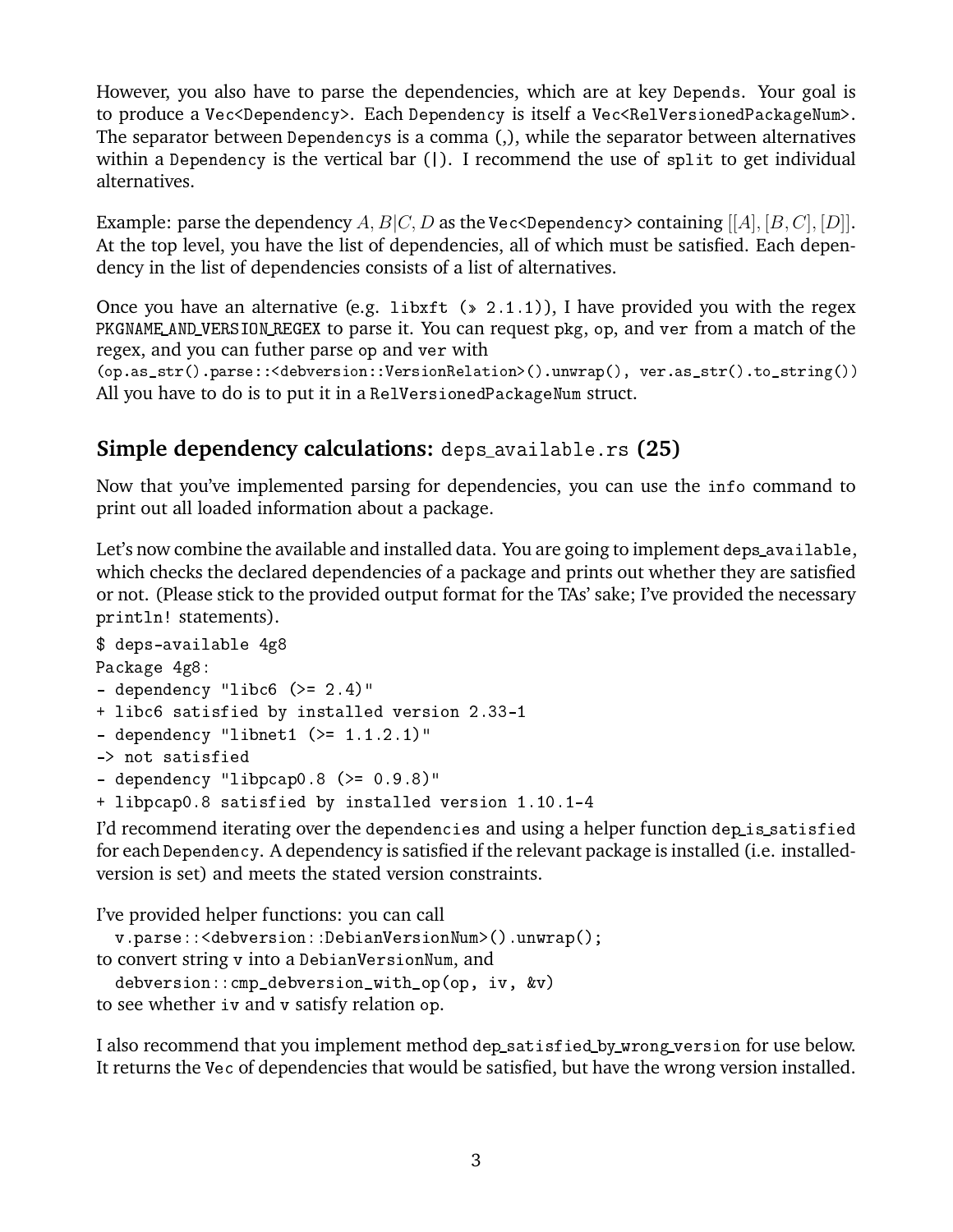However, you also have to parse the dependencies, which are at key `Depends`. Your goal is to produce a `Vec<Dependency>`. Each `Dependency` is itself a `Vec<RelVersionedPackageNum>`. The separator between `Dependency`s is a comma (,), while the separator between alternatives within a `Dependency` is the vertical bar (|). I recommend the use of `split` to get individual alternatives.

Example: parse the dependency $A, B|C, D$ as the `Vec<Dependency>` containing $[[A], [B, C], [D]]$. At the top level, you have the list of dependencies, all of which must be satisfied. Each dependency in the list of dependencies consists of a list of alternatives.

Once you have an alternative (e.g. `libxft (>> 2.1.1)`), I have provided you with the regex `PKGNAME_AND_VERSION_REGEX` to parse it. You can request `pkg`, `op`, and `ver` from a match of the regex, and you can futher parse `op` and `ver` with
`(op.as_str().parse::<debversion::VersionRelation>().unwrap(), ver.as_str().to_string())`
All you have to do is to put it in a `RelVersionedPackageNum` struct.

## Simple dependency calculations: `deps_available.rs` (25)

Now that you've implemented parsing for dependencies, you can use the `info` command to print out all loaded information about a package.

Let's now combine the available and installed data. You are going to implement `deps_available`, which checks the declared dependencies of a package and prints out whether they are satisfied or not. (Please stick to the provided output format for the TAs' sake; I've provided the necessary `println!` statements).

```
$ deps-available 4g8
Package 4g8:
- dependency "libc6 (>= 2.4)"
+ libc6 satisfied by installed version 2.33-1
- dependency "libnet1 (>= 1.1.2.1)"
-> not satisfied
- dependency "libpcap0.8 (>= 0.9.8)"
+ libpcap0.8 satisfied by installed version 1.10.1-4
```

I'd recommend iterating over the `dependencies` and using a helper function `dep_is_satisfied` for each `Dependency`. A dependency is satisfied if the relevant package is installed (i.e. installed-version is set) and meets the stated version constraints.

I've provided helper functions: you can call

```
v.parse::<debversion::DebianVersionNum>().unwrap();
```

to convert string `v` into a `DebianVersionNum`, and

```
debversion::cmp_debversion_with_op(op, iv, &v)
```

to see whether `iv` and `v` satisfy relation `op`.

I also recommend that you implement method `dep_satisfied_by_wrong_version` for use below. It returns the `Vec` of dependencies that would be satisfied, but have the wrong version installed.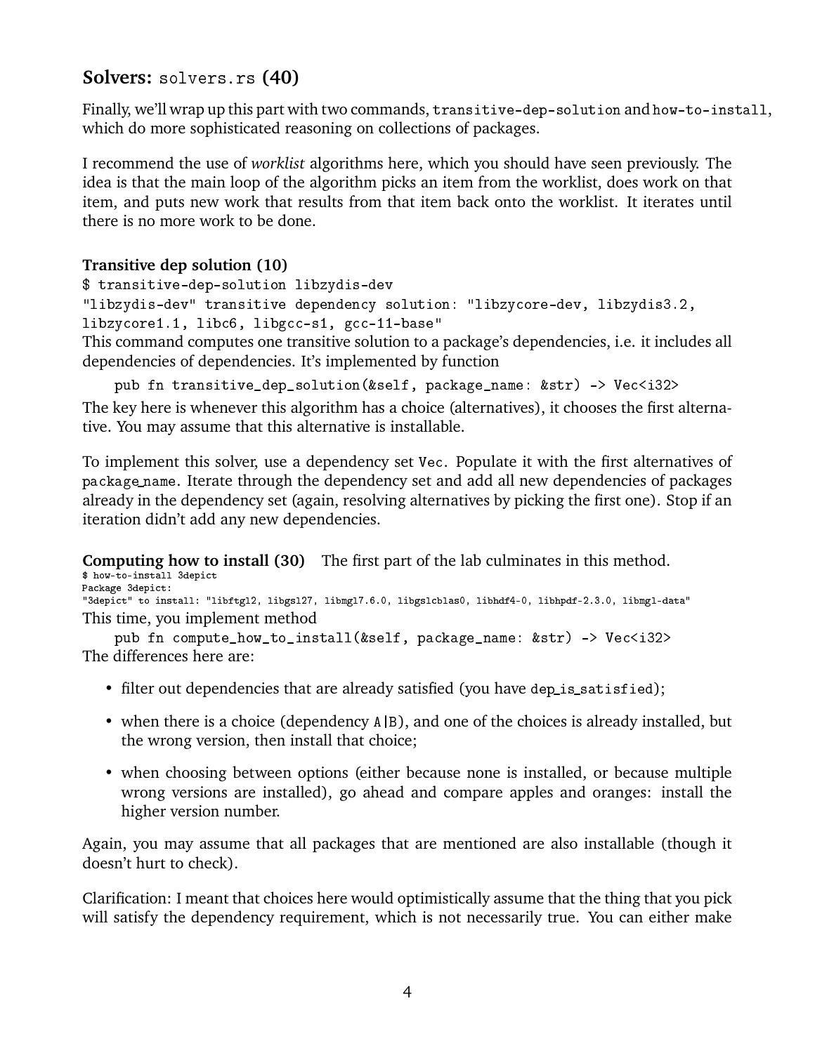## Solvers: `solvers.rs` (40)

Finally, we'll wrap up this part with two commands, `transitive-dep-solution` and `how-to-install`, which do more sophisticated reasoning on collections of packages.

I recommend the use of *worklist* algorithms here, which you should have seen previously. The idea is that the main loop of the algorithm picks an item from the worklist, does work on that item, and puts new work that results from that item back onto the worklist. It iterates until there is no more work to be done.

### Transitive dep solution (10)

```
$ transitive-dep-solution libzydis-dev
"libzydis-dev" transitive dependency solution: "libzycore-dev, libzydis3.2,
libzycore1.1, libc6, libgcc-s1, gcc-11-base"
```

This command computes one transitive solution to a package's dependencies, i.e. it includes all dependencies of dependencies. It's implemented by function

```
pub fn transitive_dep_solution(&self, package_name: &str) -> Vec<i32>
```

The key here is whenever this algorithm has a choice (alternatives), it chooses the first alternative. You may assume that this alternative is installable.

To implement this solver, use a dependency set `Vec`. Populate it with the first alternatives of `package_name`. Iterate through the dependency set and add all new dependencies of packages already in the dependency set (again, resolving alternatives by picking the first one). Stop if an iteration didn't add any new dependencies.

**Computing how to install (30)** The first part of the lab culminates in this method.

```
$ how-to-install 3depict
Package 3depict:
"3depict" to install: "libftgl2, libgsl27, libmgl7.6.0, libgslcblas0, libhdf4-0, libhpdf-2.3.0, libmgl-data"
```

This time, you implement method

```
pub fn compute_how_to_install(&self, package_name: &str) -> Vec<i32>
```

The differences here are:

- filter out dependencies that are already satisfied (you have `dep_is_satisfied`);
- when there is a choice (dependency `A|B`), and one of the choices is already installed, but the wrong version, then install that choice;
- when choosing between options (either because none is installed, or because multiple wrong versions are installed), go ahead and compare apples and oranges: install the higher version number.

Again, you may assume that all packages that are mentioned are also installable (though it doesn't hurt to check).

Clarification: I meant that choices here would optimistically assume that the thing that you pick will satisfy the dependency requirement, which is not necessarily true. You can either make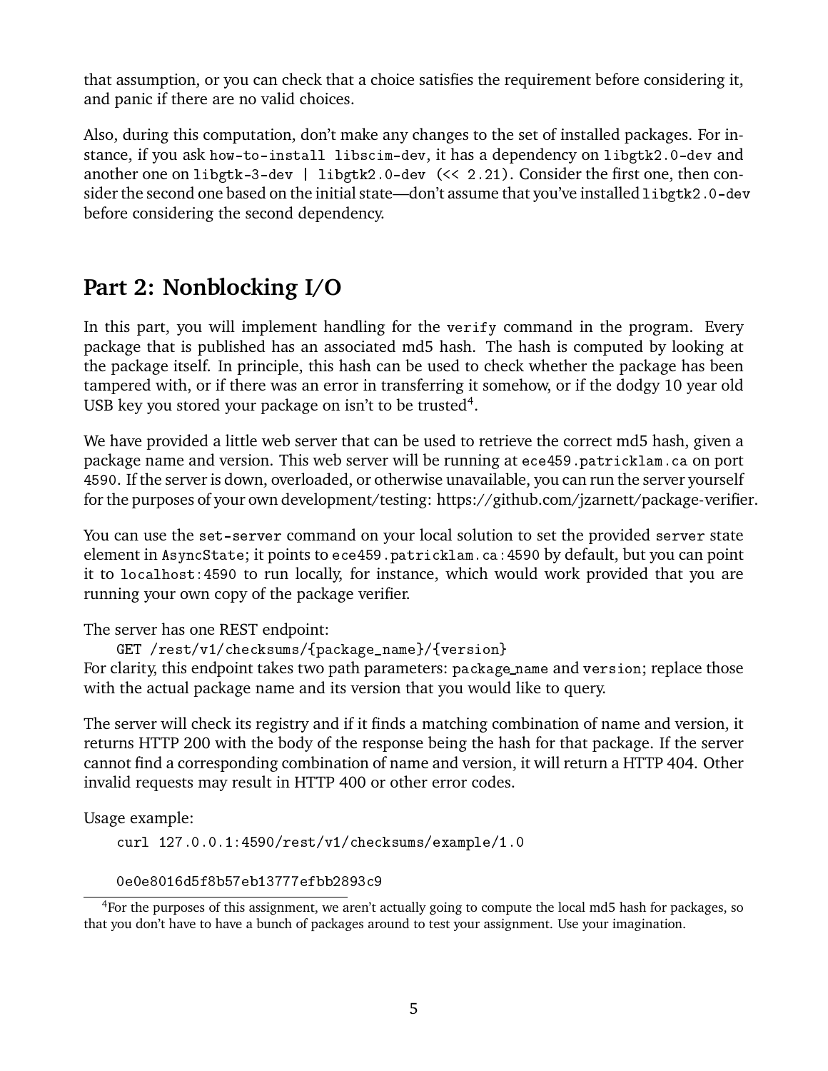that assumption, or you can check that a choice satisfies the requirement before considering it, and panic if there are no valid choices.

Also, during this computation, don't make any changes to the set of installed packages. For instance, if you ask `how-to-install libscim-dev`, it has a dependency on `libgtk2.0-dev` and another one on `libgtk-3-dev | libgtk2.0-dev (<< 2.21)`. Consider the first one, then consider the second one based on the initial state—don't assume that you've installed `libgtk2.0-dev` before considering the second dependency.

## Part 2: Nonblocking I/O

In this part, you will implement handling for the `verify` command in the program. Every package that is published has an associated md5 hash. The hash is computed by looking at the package itself. In principle, this hash can be used to check whether the package has been tampered with, or if there was an error in transferring it somehow, or if the dodgy 10 year old USB key you stored your package on isn't to be trusted[4].

We have provided a little web server that can be used to retrieve the correct md5 hash, given a package name and version. This web server will be running at `ece459.patricklam.ca` on port `4590`. If the server is down, overloaded, or otherwise unavailable, you can run the server yourself for the purposes of your own development/testing: https://github.com/jzarnett/package-verifier.

You can use the `set-server` command on your local solution to set the provided `server` state element in `AsyncState`; it points to `ece459.patricklam.ca:4590` by default, but you can point it to `localhost:4590` to run locally, for instance, which would work provided that you are running your own copy of the package verifier.

The server has one REST endpoint:

```
GET /rest/v1/checksums/{package_name}/{version}
```

For clarity, this endpoint takes two path parameters: `package_name` and `version`; replace those with the actual package name and its version that you would like to query.

The server will check its registry and if it finds a matching combination of name and version, it returns HTTP 200 with the body of the response being the hash for that package. If the server cannot find a corresponding combination of name and version, it will return a HTTP 404. Other invalid requests may result in HTTP 400 or other error codes.

Usage example:

```
curl 127.0.0.1:4590/rest/v1/checksums/example/1.0

0e0e8016d5f8b57eb13777efbb2893c9
```

[4] For the purposes of this assignment, we aren't actually going to compute the local md5 hash for packages, so that you don't have to have a bunch of packages around to test your assignment. Use your imagination.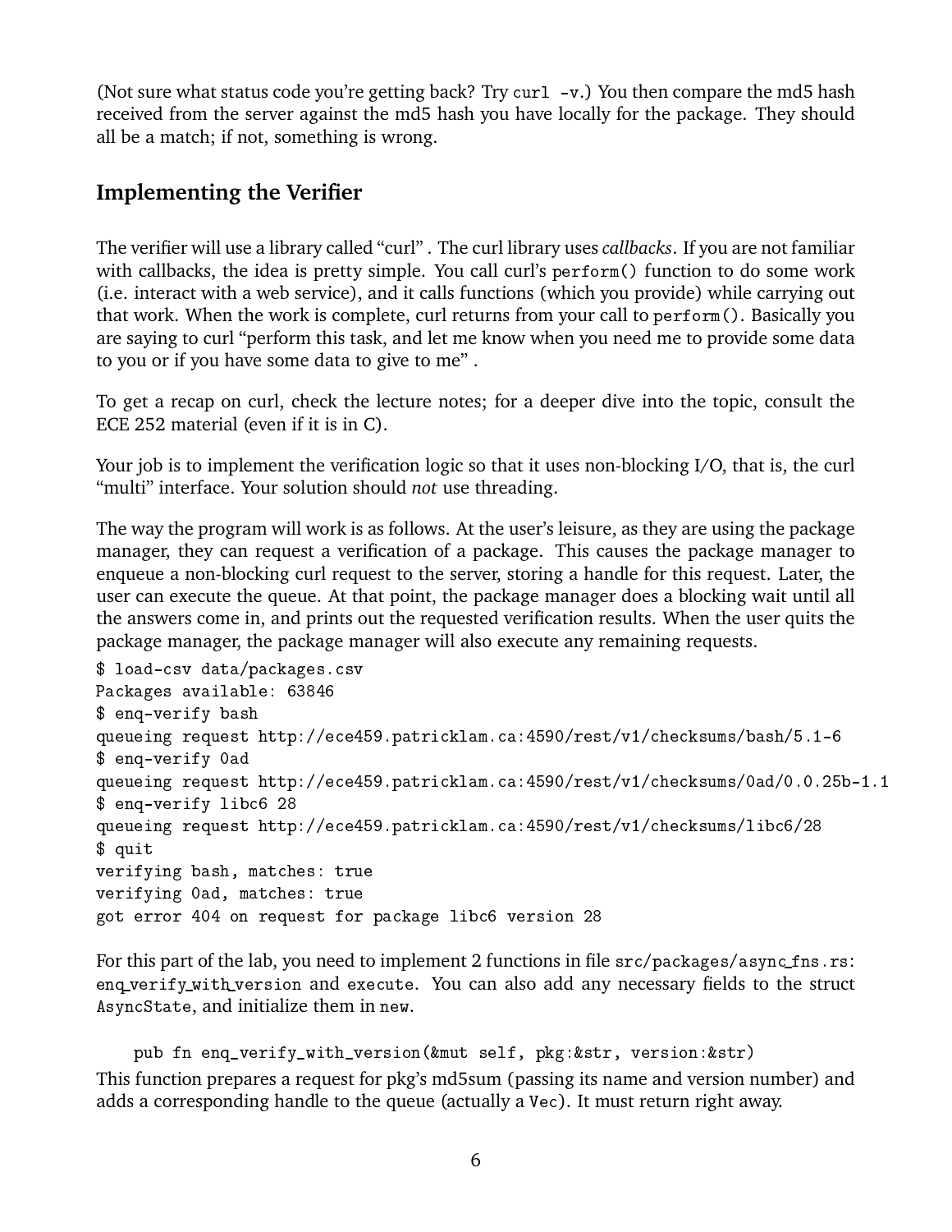(Not sure what status code you're getting back? Try `curl -v`.) You then compare the md5 hash received from the server against the md5 hash you have locally for the package. They should all be a match; if not, something is wrong.

## Implementing the Verifier

The verifier will use a library called "curl" . The curl library uses *callbacks*. If you are not familiar with callbacks, the idea is pretty simple. You call curl's `perform()` function to do some work (i.e. interact with a web service), and it calls functions (which you provide) while carrying out that work. When the work is complete, curl returns from your call to `perform()`. Basically you are saying to curl "perform this task, and let me know when you need me to provide some data to you or if you have some data to give to me" .

To get a recap on curl, check the lecture notes; for a deeper dive into the topic, consult the ECE 252 material (even if it is in C).

Your job is to implement the verification logic so that it uses non-blocking I/O, that is, the curl "multi" interface. Your solution should *not* use threading.

The way the program will work is as follows. At the user's leisure, as they are using the package manager, they can request a verification of a package. This causes the package manager to enqueue a non-blocking curl request to the server, storing a handle for this request. Later, the user can execute the queue. At that point, the package manager does a blocking wait until all the answers come in, and prints out the requested verification results. When the user quits the package manager, the package manager will also execute any remaining requests.

```
$ load-csv data/packages.csv
Packages available: 63846
$ enq-verify bash
queueing request http://ece459.patricklam.ca:4590/rest/v1/checksums/bash/5.1-6
$ enq-verify 0ad
queueing request http://ece459.patricklam.ca:4590/rest/v1/checksums/0ad/0.0.25b-1.1
$ enq-verify libc6 28
queueing request http://ece459.patricklam.ca:4590/rest/v1/checksums/libc6/28
$ quit
verifying bash, matches: true
verifying 0ad, matches: true
got error 404 on request for package libc6 version 28
```

For this part of the lab, you need to implement 2 functions in file `src/packages/async_fns.rs`: `enq_verify_with_version` and `execute`. You can also add any necessary fields to the struct `AsyncState`, and initialize them in `new`.

```
pub fn enq_verify_with_version(&mut self, pkg:&str, version:&str)
```

This function prepares a request for pkg's md5sum (passing its name and version number) and adds a corresponding handle to the queue (actually a `Vec`). It must return right away.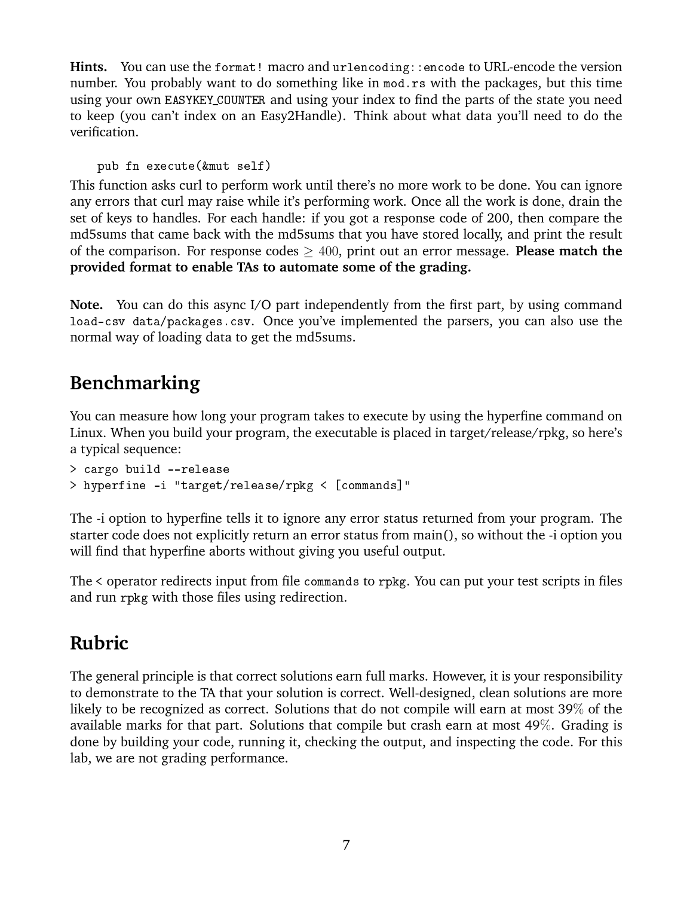**Hints.** You can use the `format!` macro and `urlencoding::encode` to URL-encode the version number. You probably want to do something like in `mod.rs` with the packages, but this time using your own `EASYKEY_COUNTER` and using your index to find the parts of the state you need to keep (you can't index on an Easy2Handle). Think about what data you'll need to do the verification.

```
pub fn execute(&mut self)
```

This function asks curl to perform work until there's no more work to be done. You can ignore any errors that curl may raise while it's performing work. Once all the work is done, drain the set of keys to handles. For each handle: if you got a response code of 200, then compare the md5sums that came back with the md5sums that you have stored locally, and print the result of the comparison. For response codes $\geq 400$, print out an error message. **Please match the provided format to enable TAs to automate some of the grading.**

**Note.** You can do this async I/O part independently from the first part, by using command `load-csv data/packages.csv`. Once you've implemented the parsers, you can also use the normal way of loading data to get the md5sums.

## Benchmarking

You can measure how long your program takes to execute by using the hyperfine command on Linux. When you build your program, the executable is placed in target/release/rpkg, so here's a typical sequence:

```
> cargo build --release
> hyperfine -i "target/release/rpkg < [commands]"
```

The -i option to hyperfine tells it to ignore any error status returned from your program. The starter code does not explicitly return an error status from main(), so without the -i option you will find that hyperfine aborts without giving you useful output.

The < operator redirects input from file `commands` to `rpkg`. You can put your test scripts in files and run `rpkg` with those files using redirection.

## Rubric

The general principle is that correct solutions earn full marks. However, it is your responsibility to demonstrate to the TA that your solution is correct. Well-designed, clean solutions are more likely to be recognized as correct. Solutions that do not compile will earn at most 39% of the available marks for that part. Solutions that compile but crash earn at most 49%. Grading is done by building your code, running it, checking the output, and inspecting the code. For this lab, we are not grading performance.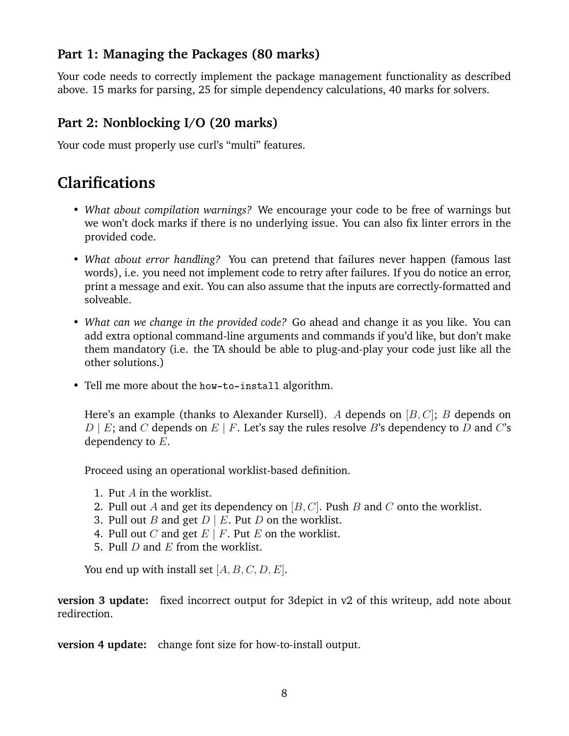### Part 1: Managing the Packages (80 marks)

Your code needs to correctly implement the package management functionality as described above. 15 marks for parsing, 25 for simple dependency calculations, 40 marks for solvers.

### Part 2: Nonblocking I/O (20 marks)

Your code must properly use curl's "multi" features.

## Clarifications

- *What about compilation warnings?* We encourage your code to be free of warnings but we won't dock marks if there is no underlying issue. You can also fix linter errors in the provided code.
- *What about error handling?* You can pretend that failures never happen (famous last words), i.e. you need not implement code to retry after failures. If you do notice an error, print a message and exit. You can also assume that the inputs are correctly-formatted and solveable.
- *What can we change in the provided code?* Go ahead and change it as you like. You can add extra optional command-line arguments and commands if you'd like, but don't make them mandatory (i.e. the TA should be able to plug-and-play your code just like all the other solutions.)
- Tell me more about the `how-to-install` algorithm.

  Here's an example (thanks to Alexander Kursell). $A$ depends on $[B, C]$; $B$ depends on $D \mid E$; and $C$ depends on $E \mid F$. Let's say the rules resolve $B$'s dependency to $D$ and $C$'s dependency to $E$.

  Proceed using an operational worklist-based definition.

  1. Put $A$ in the worklist.
  2. Pull out $A$ and get its dependency on $[B, C]$. Push $B$ and $C$ onto the worklist.
  3. Pull out $B$ and get $D \mid E$. Put $D$ on the worklist.
  4. Pull out $C$ and get $E \mid F$. Put $E$ on the worklist.
  5. Pull $D$ and $E$ from the worklist.

  You end up with install set $[A, B, C, D, E]$.

**version 3 update:** fixed incorrect output for 3depict in v2 of this writeup, add note about redirection.

**version 4 update:** change font size for how-to-install output.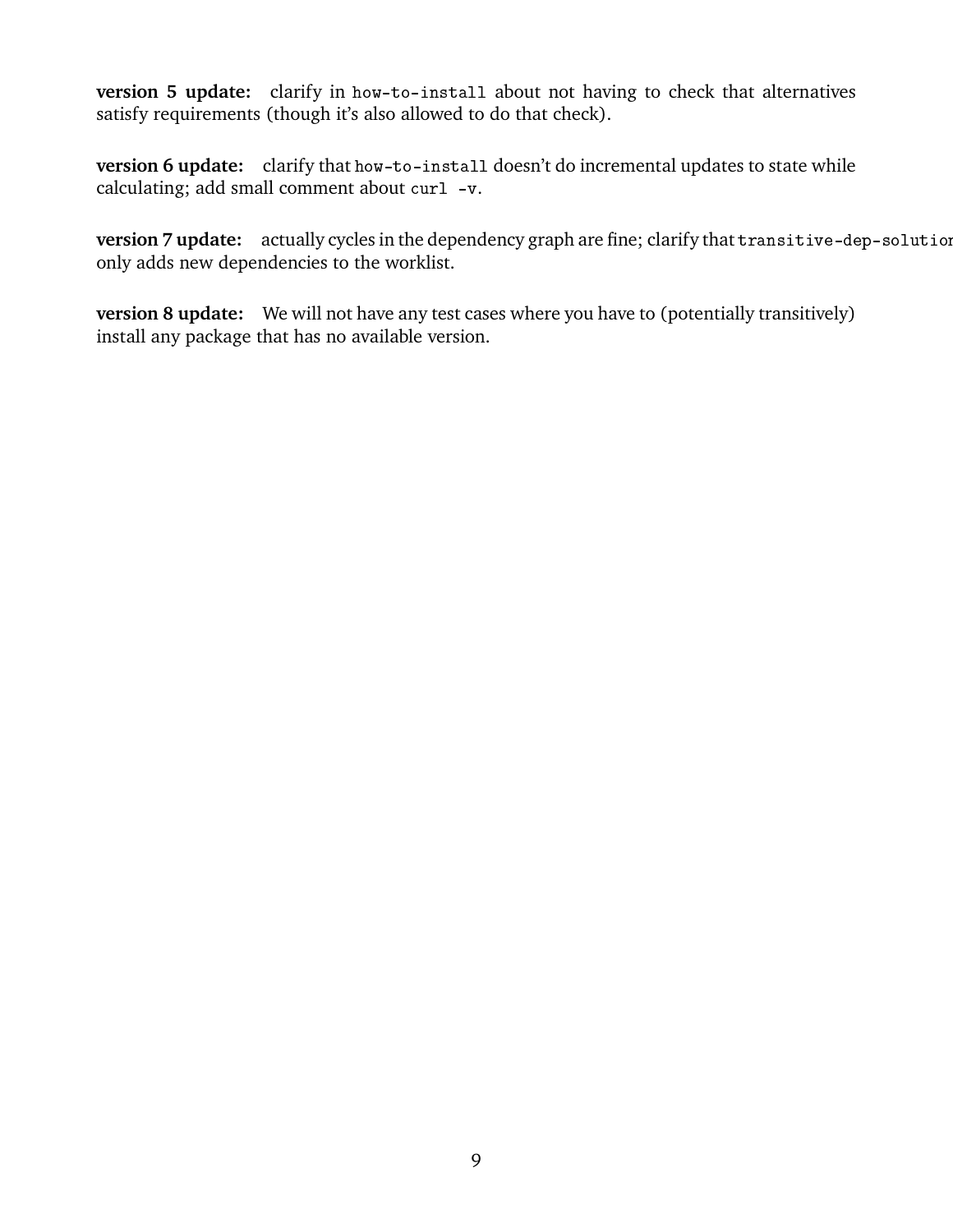**version 5 update:** clarify in `how-to-install` about not having to check that alternatives satisfy requirements (though it's also allowed to do that check).

**version 6 update:** clarify that `how-to-install` doesn't do incremental updates to state while calculating; add small comment about `curl -v`.

**version 7 update:** actually cycles in the dependency graph are fine; clarify that `transitive-dep-solution` only adds new dependencies to the worklist.

**version 8 update:** We will not have any test cases where you have to (potentially transitively) install any package that has no available version.